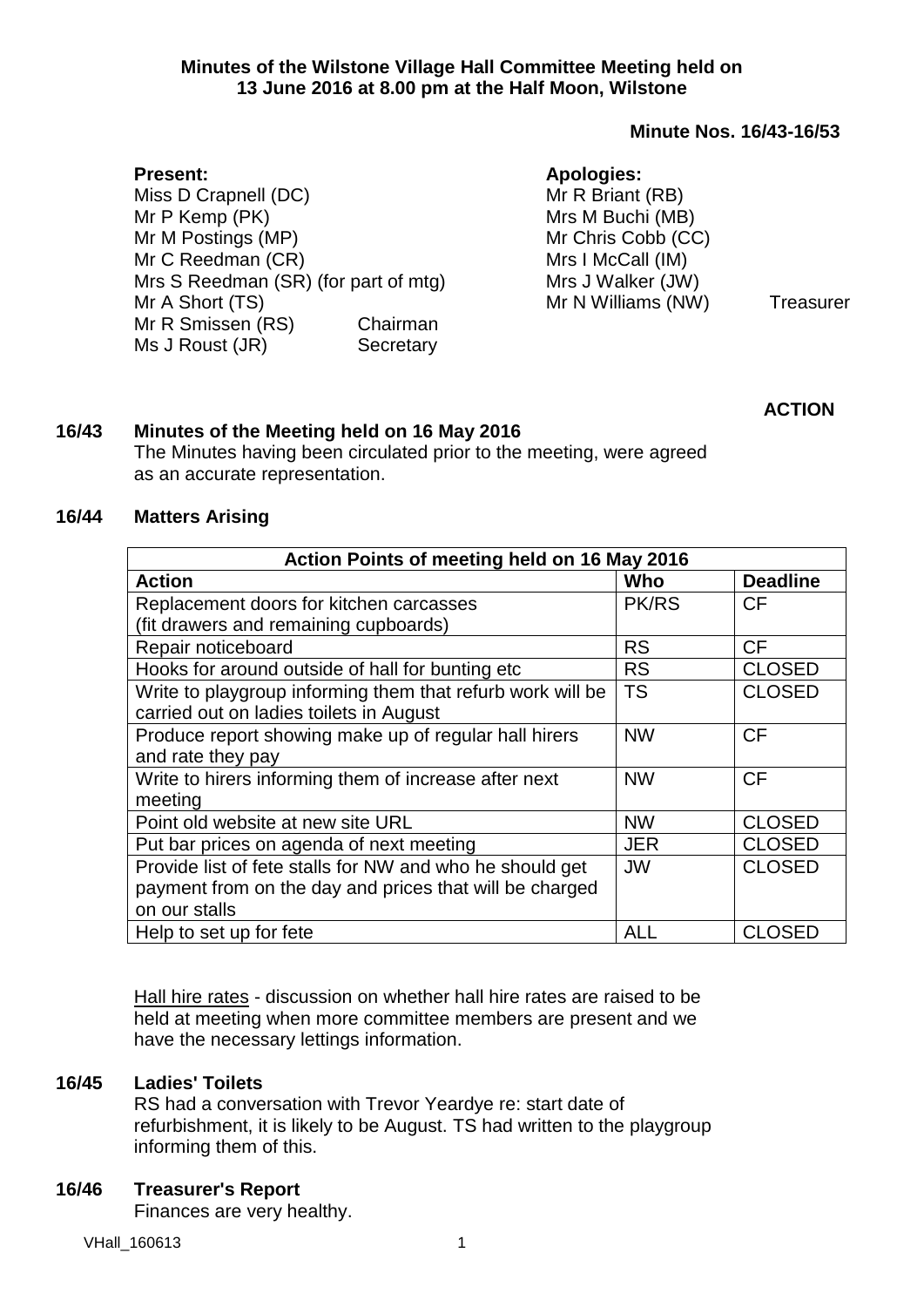**Minutes of the Wilstone Village Hall Committee Meeting held on 13 June 2016 at 8.00 pm at the Half Moon, Wilstone**

**Minute Nos. 16/43-16/53**

**Present:**
Miss D Crapnell (DC)
Mr P Kemp (PK)
Mr M Postings (MP)
Mr C Reedman (CR)
Mrs S Reedman (SR) (for part of mtg)
Mr A Short (TS)
Mr R Smissen (RS) Chairman
Ms J Roust (JR) Secretary

**Apologies:**
Mr R Briant (RB)
Mrs M Buchi (MB)
Mr Chris Cobb (CC)
Mrs I McCall (IM)
Mrs J Walker (JW)
Mr N Williams (NW) Treasurer

**ACTION**

**16/43 Minutes of the Meeting held on 16 May 2016**

The Minutes having been circulated prior to the meeting, were agreed as an accurate representation.

**16/44 Matters Arising**

| Action Points of meeting held on 16 May 2016 | | |
|---|---|---|
| **Action** | **Who** | **Deadline** |
| Replacement doors for kitchen carcasses (fit drawers and remaining cupboards) | PK/RS | CF |
| Repair noticeboard | RS | CF |
| Hooks for around outside of hall for bunting etc | RS | CLOSED |
| Write to playgroup informing them that refurb work will be carried out on ladies toilets in August | TS | CLOSED |
| Produce report showing make up of regular hall hirers and rate they pay | NW | CF |
| Write to hirers informing them of increase after next meeting | NW | CF |
| Point old website at new site URL | NW | CLOSED |
| Put bar prices on agenda of next meeting | JER | CLOSED |
| Provide list of fete stalls for NW and who he should get payment from on the day and prices that will be charged on our stalls | JW | CLOSED |
| Help to set up for fete | ALL | CLOSED |

<u>Hall hire rates</u> - discussion on whether hall hire rates are raised to be held at meeting when more committee members are present and we have the necessary lettings information.

**16/45 Ladies' Toilets**

RS had a conversation with Trevor Yeardye re: start date of refurbishment, it is likely to be August. TS had written to the playgroup informing them of this.

**16/46 Treasurer's Report**

Finances are very healthy.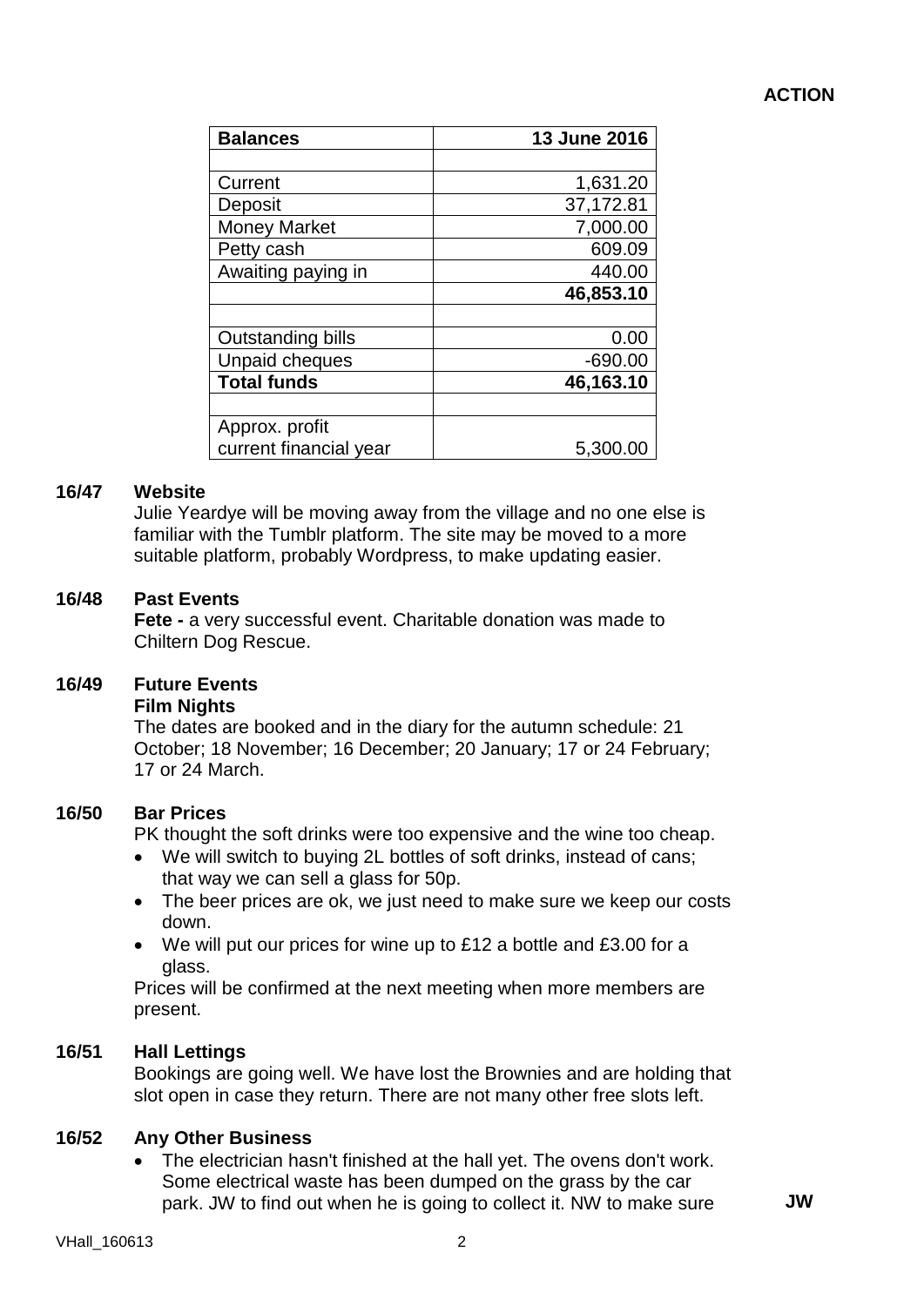**ACTION**

| Balances | 13 June 2016 |
|---|---|
| | |
| Current | 1,631.20 |
| Deposit | 37,172.81 |
| Money Market | 7,000.00 |
| Petty cash | 609.09 |
| Awaiting paying in | 440.00 |
| | **46,853.10** |
| | |
| Outstanding bills | 0.00 |
| Unpaid cheques | -690.00 |
| **Total funds** | **46,163.10** |
| | |
| Approx. profit current financial year | 5,300.00 |

**16/47 Website**

Julie Yeardye will be moving away from the village and no one else is familiar with the Tumblr platform. The site may be moved to a more suitable platform, probably Wordpress, to make updating easier.

**16/48 Past Events**

**Fete -** a very successful event. Charitable donation was made to Chiltern Dog Rescue.

**16/49 Future Events**

**Film Nights**

The dates are booked and in the diary for the autumn schedule: 21 October; 18 November; 16 December; 20 January; 17 or 24 February; 17 or 24 March.

**16/50 Bar Prices**

PK thought the soft drinks were too expensive and the wine too cheap.

- We will switch to buying 2L bottles of soft drinks, instead of cans; that way we can sell a glass for 50p.
- The beer prices are ok, we just need to make sure we keep our costs down.
- We will put our prices for wine up to £12 a bottle and £3.00 for a glass.

Prices will be confirmed at the next meeting when more members are present.

**16/51 Hall Lettings**

Bookings are going well. We have lost the Brownies and are holding that slot open in case they return. There are not many other free slots left.

**16/52 Any Other Business**

- The electrician hasn't finished at the hall yet. The ovens don't work. Some electrical waste has been dumped on the grass by the car park. JW to find out when he is going to collect it. NW to make sure **JW**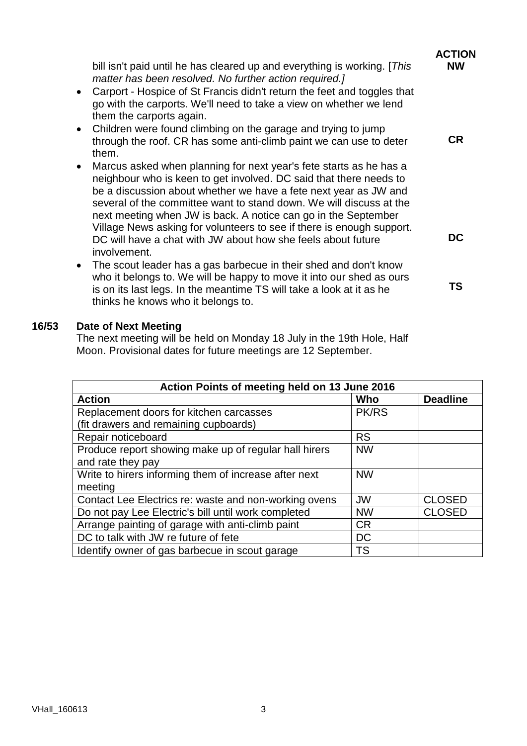**ACTION**

bill isn't paid until he has cleared up and everything is working. [*This matter has been resolved. No further action required.]* **NW**

- Carport - Hospice of St Francis didn't return the feet and toggles that go with the carports. We'll need to take a view on whether we lend them the carports again.
- Children were found climbing on the garage and trying to jump through the roof. CR has some anti-climb paint we can use to deter them. **CR**
- Marcus asked when planning for next year's fete starts as he has a neighbour who is keen to get involved. DC said that there needs to be a discussion about whether we have a fete next year as JW and several of the committee want to stand down. We will discuss at the next meeting when JW is back. A notice can go in the September Village News asking for volunteers to see if there is enough support. DC will have a chat with JW about how she feels about future involvement. **DC**
- The scout leader has a gas barbecue in their shed and don't know who it belongs to. We will be happy to move it into our shed as ours is on its last legs. In the meantime TS will take a look at it as he thinks he knows who it belongs to. **TS**

**16/53 Date of Next Meeting**

The next meeting will be held on Monday 18 July in the 19th Hole, Half Moon. Provisional dates for future meetings are 12 September.

| Action Points of meeting held on 13 June 2016 | | |
|---|---|---|
| **Action** | **Who** | **Deadline** |
| Replacement doors for kitchen carcasses (fit drawers and remaining cupboards) | PK/RS | |
| Repair noticeboard | RS | |
| Produce report showing make up of regular hall hirers and rate they pay | NW | |
| Write to hirers informing them of increase after next meeting | NW | |
| Contact Lee Electrics re: waste and non-working ovens | JW | CLOSED |
| Do not pay Lee Electric's bill until work completed | NW | CLOSED |
| Arrange painting of garage with anti-climb paint | CR | |
| DC to talk with JW re future of fete | DC | |
| Identify owner of gas barbecue in scout garage | TS | |